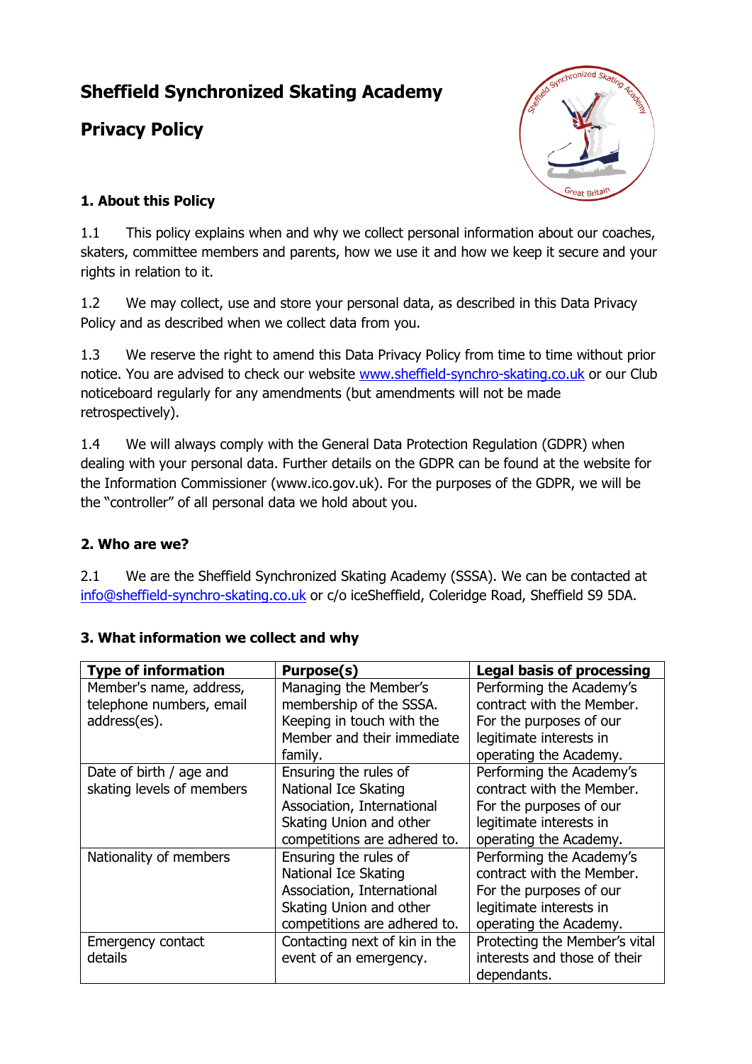# Sheffield Synchronized Skating Academy

# Privacy Policy

## 1. About this Policy

1.1 This policy explains when and why we collect personal information about our coaches, skaters, committee members and parents, how we use it and how we keep it secure and your rights in relation to it.

1.2 We may collect, use and store your personal data, as described in this Data Privacy Policy and as described when we collect data from you.

1.3 We reserve the right to amend this Data Privacy Policy from time to time without prior notice. You are advised to check our website www.sheffield-synchro-skating.co.uk or our Club noticeboard regularly for any amendments (but amendments will not be made retrospectively).

1.4 We will always comply with the General Data Protection Regulation (GDPR) when dealing with your personal data. Further details on the GDPR can be found at the website for the Information Commissioner (www.ico.gov.uk). For the purposes of the GDPR, we will be the "controller" of all personal data we hold about you.

## 2. Who are we?

2.1 We are the Sheffield Synchronized Skating Academy (SSSA). We can be contacted at info@sheffield-synchro-skating.co.uk or c/o iceSheffield, Coleridge Road, Sheffield S9 5DA.

## 3. What information we collect and why

| Type of information | Purpose(s) | Legal basis of processing |
|---|---|---|
| Member's name, address, telephone numbers, email address(es). | Managing the Member's membership of the SSSA. Keeping in touch with the Member and their immediate family. | Performing the Academy's contract with the Member. For the purposes of our legitimate interests in operating the Academy. |
| Date of birth / age and skating levels of members | Ensuring the rules of National Ice Skating Association, International Skating Union and other competitions are adhered to. | Performing the Academy's contract with the Member. For the purposes of our legitimate interests in operating the Academy. |
| Nationality of members | Ensuring the rules of National Ice Skating Association, International Skating Union and other competitions are adhered to. | Performing the Academy's contract with the Member. For the purposes of our legitimate interests in operating the Academy. |
| Emergency contact details | Contacting next of kin in the event of an emergency. | Protecting the Member's vital interests and those of their dependants. |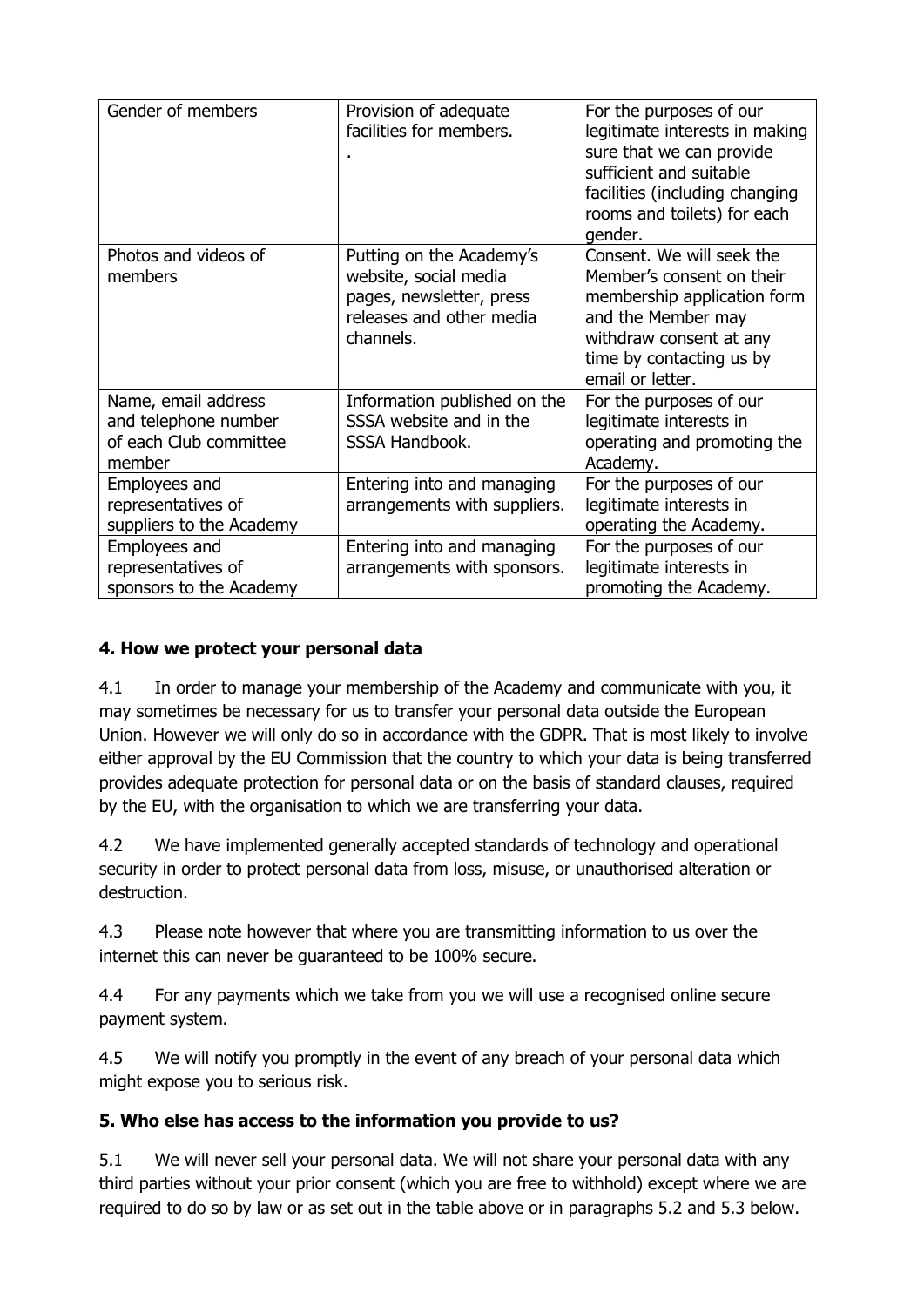| Gender of members | Provision of adequate facilities for members. . | For the purposes of our legitimate interests in making sure that we can provide sufficient and suitable facilities (including changing rooms and toilets) for each gender. |
|---|---|---|
| Photos and videos of members | Putting on the Academy's website, social media pages, newsletter, press releases and other media channels. | Consent. We will seek the Member's consent on their membership application form and the Member may withdraw consent at any time by contacting us by email or letter. |
| Name, email address and telephone number of each Club committee member | Information published on the SSSA website and in the SSSA Handbook. | For the purposes of our legitimate interests in operating and promoting the Academy. |
| Employees and representatives of suppliers to the Academy | Entering into and managing arrangements with suppliers. | For the purposes of our legitimate interests in operating the Academy. |
| Employees and representatives of sponsors to the Academy | Entering into and managing arrangements with sponsors. | For the purposes of our legitimate interests in promoting the Academy. |

## 4. How we protect your personal data

4.1 In order to manage your membership of the Academy and communicate with you, it may sometimes be necessary for us to transfer your personal data outside the European Union. However we will only do so in accordance with the GDPR. That is most likely to involve either approval by the EU Commission that the country to which your data is being transferred provides adequate protection for personal data or on the basis of standard clauses, required by the EU, with the organisation to which we are transferring your data.

4.2 We have implemented generally accepted standards of technology and operational security in order to protect personal data from loss, misuse, or unauthorised alteration or destruction.

4.3 Please note however that where you are transmitting information to us over the internet this can never be guaranteed to be 100% secure.

4.4 For any payments which we take from you we will use a recognised online secure payment system.

4.5 We will notify you promptly in the event of any breach of your personal data which might expose you to serious risk.

## 5. Who else has access to the information you provide to us?

5.1 We will never sell your personal data. We will not share your personal data with any third parties without your prior consent (which you are free to withhold) except where we are required to do so by law or as set out in the table above or in paragraphs 5.2 and 5.3 below.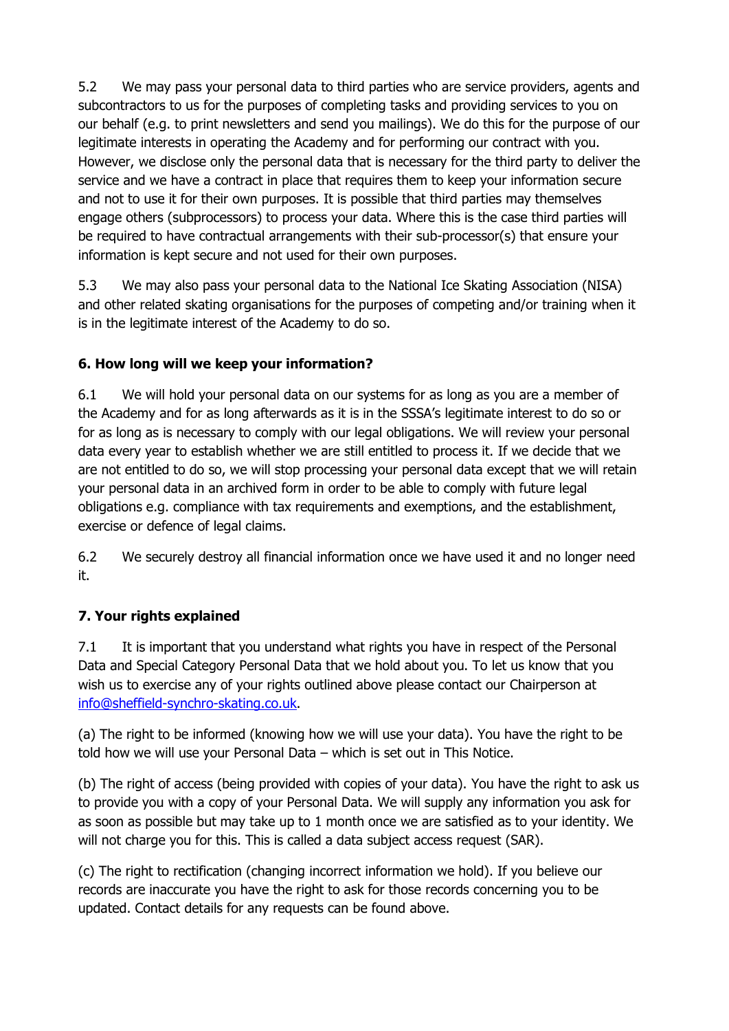5.2 We may pass your personal data to third parties who are service providers, agents and subcontractors to us for the purposes of completing tasks and providing services to you on our behalf (e.g. to print newsletters and send you mailings). We do this for the purpose of our legitimate interests in operating the Academy and for performing our contract with you. However, we disclose only the personal data that is necessary for the third party to deliver the service and we have a contract in place that requires them to keep your information secure and not to use it for their own purposes. It is possible that third parties may themselves engage others (subprocessors) to process your data. Where this is the case third parties will be required to have contractual arrangements with their sub-processor(s) that ensure your information is kept secure and not used for their own purposes.

5.3 We may also pass your personal data to the National Ice Skating Association (NISA) and other related skating organisations for the purposes of competing and/or training when it is in the legitimate interest of the Academy to do so.

**6. How long will we keep your information?**

6.1 We will hold your personal data on our systems for as long as you are a member of the Academy and for as long afterwards as it is in the SSSA's legitimate interest to do so or for as long as is necessary to comply with our legal obligations. We will review your personal data every year to establish whether we are still entitled to process it. If we decide that we are not entitled to do so, we will stop processing your personal data except that we will retain your personal data in an archived form in order to be able to comply with future legal obligations e.g. compliance with tax requirements and exemptions, and the establishment, exercise or defence of legal claims.

6.2 We securely destroy all financial information once we have used it and no longer need it.

**7. Your rights explained**

7.1 It is important that you understand what rights you have in respect of the Personal Data and Special Category Personal Data that we hold about you. To let us know that you wish us to exercise any of your rights outlined above please contact our Chairperson at [info@sheffield-synchro-skating.co.uk](mailto:info@sheffield-synchro-skating.co.uk).

(a) The right to be informed (knowing how we will use your data). You have the right to be told how we will use your Personal Data – which is set out in This Notice.

(b) The right of access (being provided with copies of your data). You have the right to ask us to provide you with a copy of your Personal Data. We will supply any information you ask for as soon as possible but may take up to 1 month once we are satisfied as to your identity. We will not charge you for this. This is called a data subject access request (SAR).

(c) The right to rectification (changing incorrect information we hold). If you believe our records are inaccurate you have the right to ask for those records concerning you to be updated. Contact details for any requests can be found above.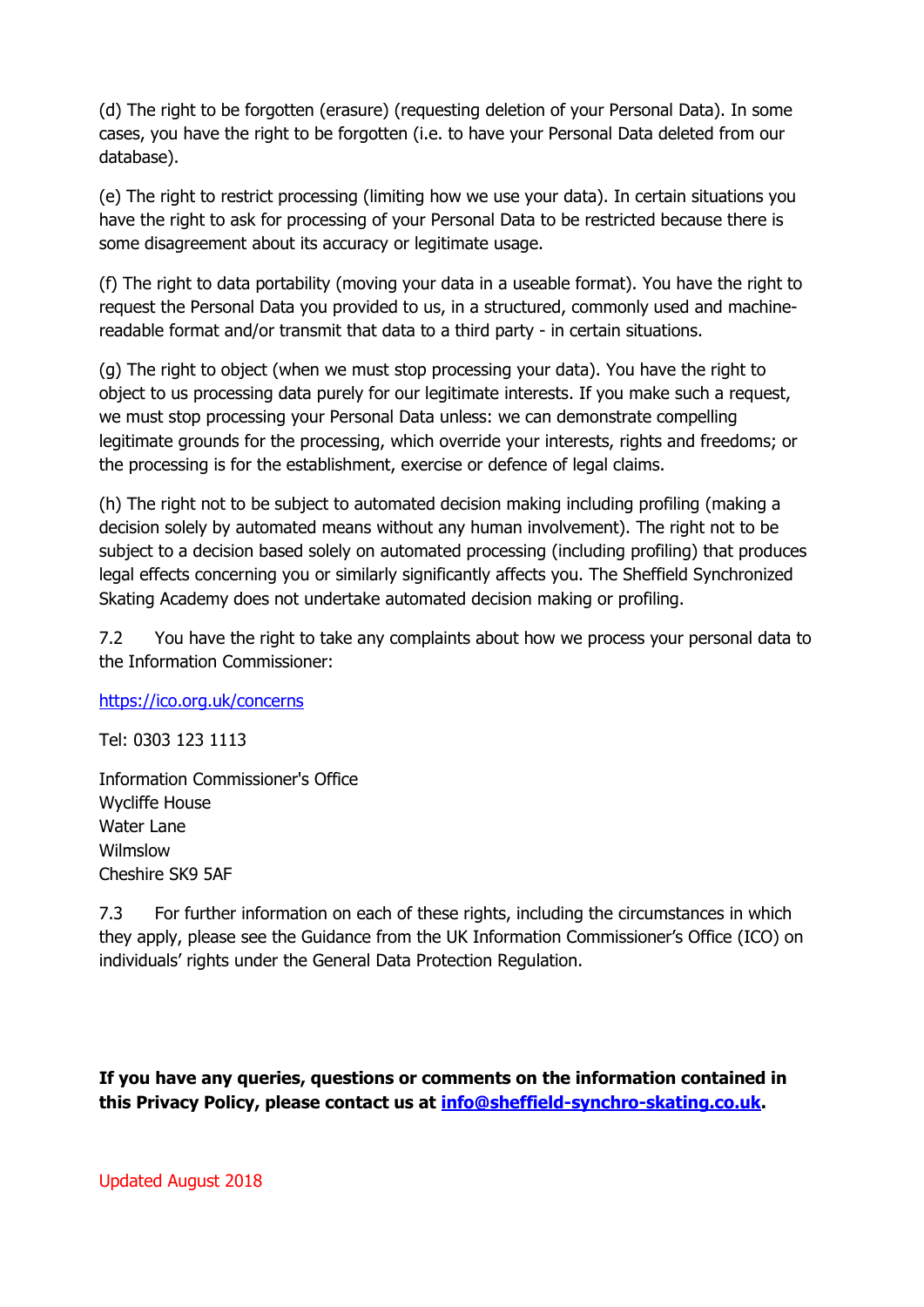(d) The right to be forgotten (erasure) (requesting deletion of your Personal Data). In some cases, you have the right to be forgotten (i.e. to have your Personal Data deleted from our database).

(e) The right to restrict processing (limiting how we use your data). In certain situations you have the right to ask for processing of your Personal Data to be restricted because there is some disagreement about its accuracy or legitimate usage.

(f) The right to data portability (moving your data in a useable format). You have the right to request the Personal Data you provided to us, in a structured, commonly used and machine-readable format and/or transmit that data to a third party - in certain situations.

(g) The right to object (when we must stop processing your data). You have the right to object to us processing data purely for our legitimate interests. If you make such a request, we must stop processing your Personal Data unless: we can demonstrate compelling legitimate grounds for the processing, which override your interests, rights and freedoms; or the processing is for the establishment, exercise or defence of legal claims.

(h) The right not to be subject to automated decision making including profiling (making a decision solely by automated means without any human involvement). The right not to be subject to a decision based solely on automated processing (including profiling) that produces legal effects concerning you or similarly significantly affects you. The Sheffield Synchronized Skating Academy does not undertake automated decision making or profiling.

7.2 You have the right to take any complaints about how we process your personal data to the Information Commissioner:

https://ico.org.uk/concerns

Tel: 0303 123 1113

Information Commissioner's Office
Wycliffe House
Water Lane
Wilmslow
Cheshire SK9 5AF

7.3 For further information on each of these rights, including the circumstances in which they apply, please see the Guidance from the UK Information Commissioner's Office (ICO) on individuals' rights under the General Data Protection Regulation.

**If you have any queries, questions or comments on the information contained in this Privacy Policy, please contact us at info@sheffield-synchro-skating.co.uk.**

Updated August 2018